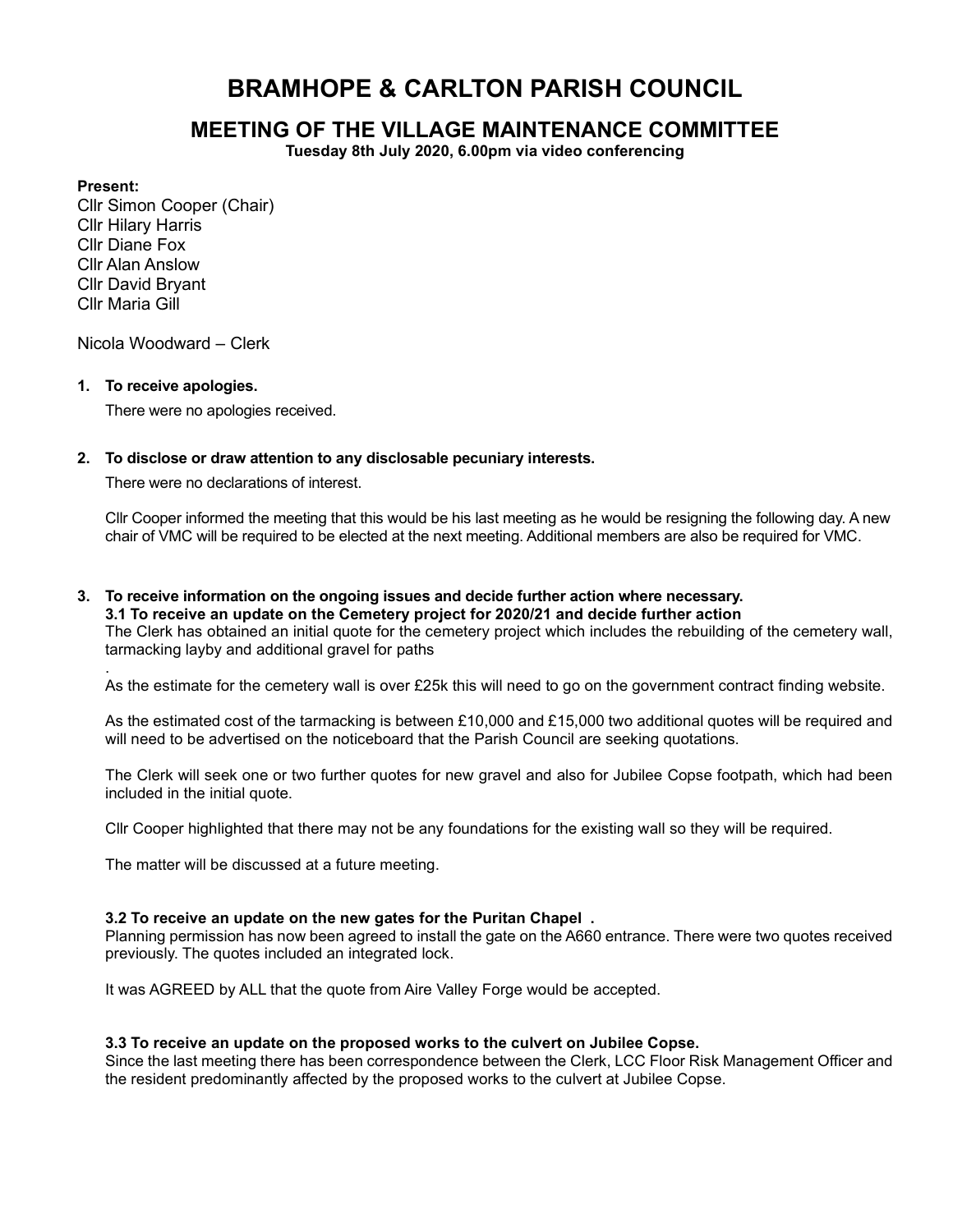# BRAMHOPE & CARLTON PARISH COUNCIL

## MEETING OF THE VILLAGE MAINTENANCE COMMITTEE

**Tuesday 8th July 2020, 6.00pm via video conferencing**

**Present:**

Cllr Simon Cooper (Chair)
Cllr Hilary Harris
Cllr Diane Fox
Cllr Alan Anslow
Cllr David Bryant
Cllr Maria Gill

Nicola Woodward – Clerk

**1. To receive apologies.**

There were no apologies received.

**2. To disclose or draw attention to any disclosable pecuniary interests.**

There were no declarations of interest.

Cllr Cooper informed the meeting that this would be his last meeting as he would be resigning the following day. A new chair of VMC will be required to be elected at the next meeting. Additional members are also be required for VMC.

**3. To receive information on the ongoing issues and decide further action where necessary.**

**3.1 To receive an update on the Cemetery project for 2020/21 and decide further action**

The Clerk has obtained an initial quote for the cemetery project which includes the rebuilding of the cemetery wall, tarmacking layby and additional gravel for paths

.

As the estimate for the cemetery wall is over £25k this will need to go on the government contract finding website.

As the estimated cost of the tarmacking is between £10,000 and £15,000 two additional quotes will be required and will need to be advertised on the noticeboard that the Parish Council are seeking quotations.

The Clerk will seek one or two further quotes for new gravel and also for Jubilee Copse footpath, which had been included in the initial quote.

Cllr Cooper highlighted that there may not be any foundations for the existing wall so they will be required.

The matter will be discussed at a future meeting.

**3.2 To receive an update on the new gates for the Puritan Chapel .**

Planning permission has now been agreed to install the gate on the A660 entrance. There were two quotes received previously. The quotes included an integrated lock.

It was AGREED by ALL that the quote from Aire Valley Forge would be accepted.

**3.3 To receive an update on the proposed works to the culvert on Jubilee Copse.**

Since the last meeting there has been correspondence between the Clerk, LCC Floor Risk Management Officer and the resident predominantly affected by the proposed works to the culvert at Jubilee Copse.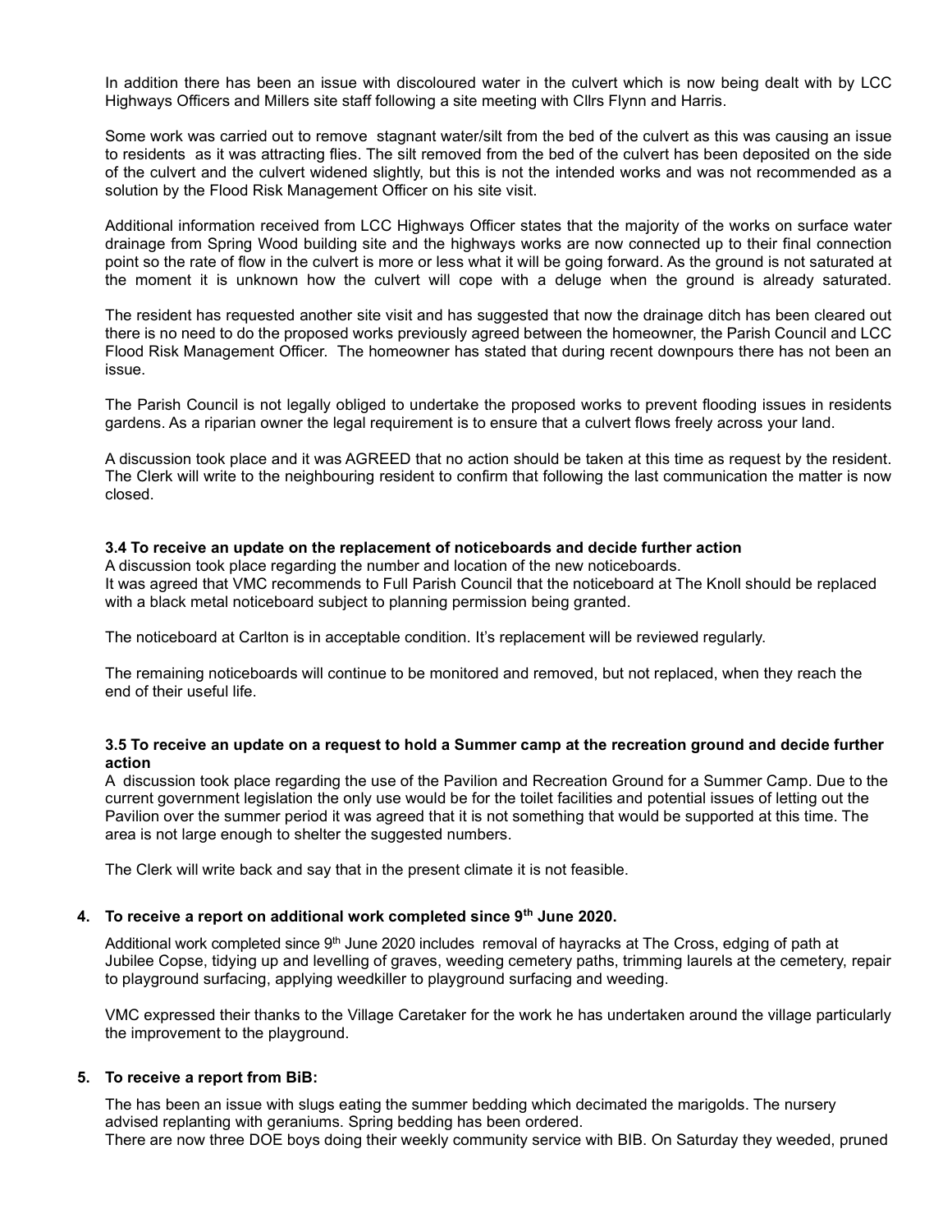In addition there has been an issue with discoloured water in the culvert which is now being dealt with by LCC Highways Officers and Millers site staff following a site meeting with Cllrs Flynn and Harris.

Some work was carried out to remove stagnant water/silt from the bed of the culvert as this was causing an issue to residents as it was attracting flies. The silt removed from the bed of the culvert has been deposited on the side of the culvert and the culvert widened slightly, but this is not the intended works and was not recommended as a solution by the Flood Risk Management Officer on his site visit.

Additional information received from LCC Highways Officer states that the majority of the works on surface water drainage from Spring Wood building site and the highways works are now connected up to their final connection point so the rate of flow in the culvert is more or less what it will be going forward. As the ground is not saturated at the moment it is unknown how the culvert will cope with a deluge when the ground is already saturated.

The resident has requested another site visit and has suggested that now the drainage ditch has been cleared out there is no need to do the proposed works previously agreed between the homeowner, the Parish Council and LCC Flood Risk Management Officer. The homeowner has stated that during recent downpours there has not been an issue.

The Parish Council is not legally obliged to undertake the proposed works to prevent flooding issues in residents gardens. As a riparian owner the legal requirement is to ensure that a culvert flows freely across your land.

A discussion took place and it was AGREED that no action should be taken at this time as request by the resident. The Clerk will write to the neighbouring resident to confirm that following the last communication the matter is now closed.

**3.4 To receive an update on the replacement of noticeboards and decide further action**

A discussion took place regarding the number and location of the new noticeboards.
It was agreed that VMC recommends to Full Parish Council that the noticeboard at The Knoll should be replaced with a black metal noticeboard subject to planning permission being granted.

The noticeboard at Carlton is in acceptable condition. It's replacement will be reviewed regularly.

The remaining noticeboards will continue to be monitored and removed, but not replaced, when they reach the end of their useful life.

**3.5 To receive an update on a request to hold a Summer camp at the recreation ground and decide further action**

A discussion took place regarding the use of the Pavilion and Recreation Ground for a Summer Camp. Due to the current government legislation the only use would be for the toilet facilities and potential issues of letting out the Pavilion over the summer period it was agreed that it is not something that would be supported at this time. The area is not large enough to shelter the suggested numbers.

The Clerk will write back and say that in the present climate it is not feasible.

**4. To receive a report on additional work completed since 9th June 2020.**

Additional work completed since 9th June 2020 includes removal of hayracks at The Cross, edging of path at Jubilee Copse, tidying up and levelling of graves, weeding cemetery paths, trimming laurels at the cemetery, repair to playground surfacing, applying weedkiller to playground surfacing and weeding.

VMC expressed their thanks to the Village Caretaker for the work he has undertaken around the village particularly the improvement to the playground.

**5. To receive a report from BiB:**

The has been an issue with slugs eating the summer bedding which decimated the marigolds. The nursery advised replanting with geraniums. Spring bedding has been ordered.
There are now three DOE boys doing their weekly community service with BIB. On Saturday they weeded, pruned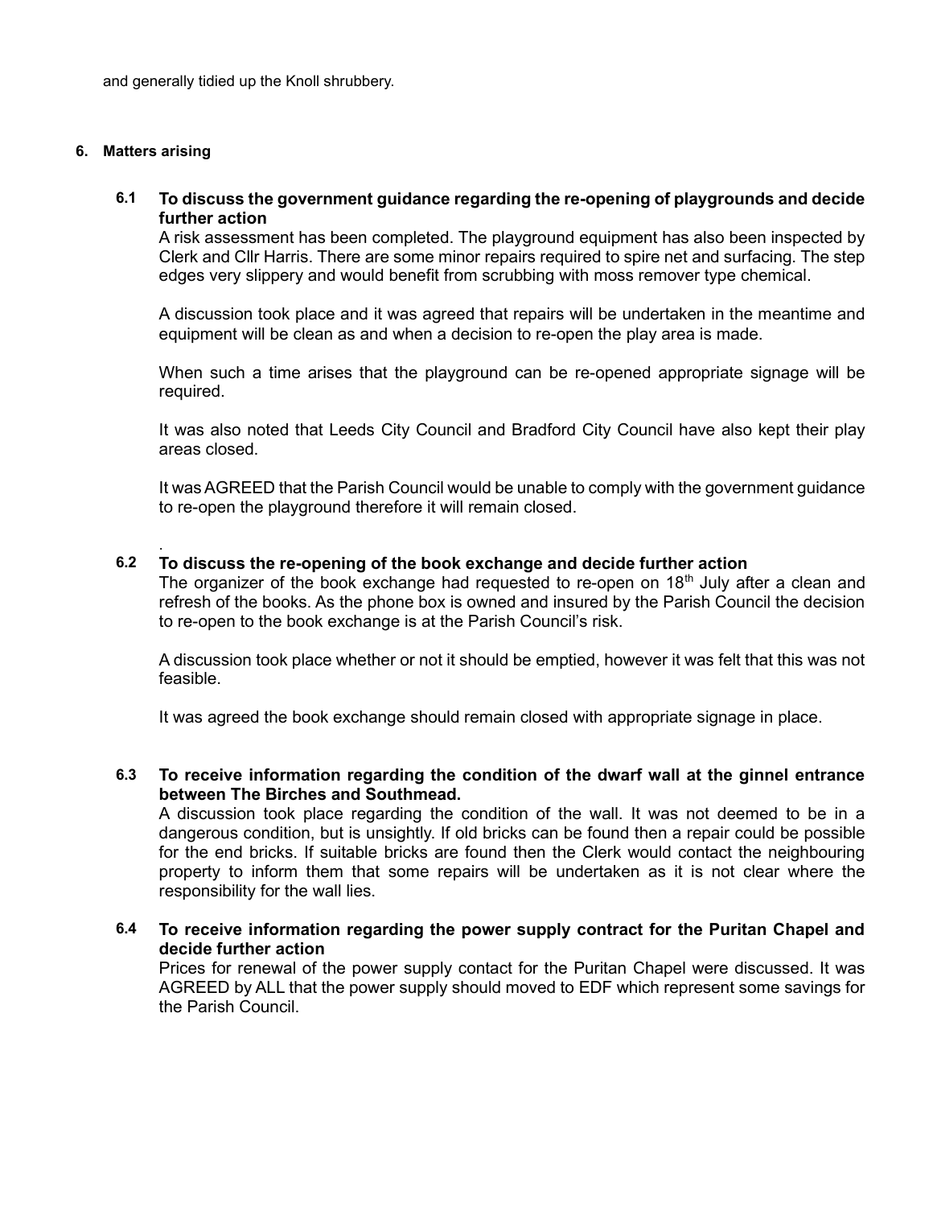and generally tidied up the Knoll shrubbery.

**6. Matters arising**

**6.1 To discuss the government guidance regarding the re-opening of playgrounds and decide further action**

A risk assessment has been completed. The playground equipment has also been inspected by Clerk and Cllr Harris. There are some minor repairs required to spire net and surfacing. The step edges very slippery and would benefit from scrubbing with moss remover type chemical.

A discussion took place and it was agreed that repairs will be undertaken in the meantime and equipment will be clean as and when a decision to re-open the play area is made.

When such a time arises that the playground can be re-opened appropriate signage will be required.

It was also noted that Leeds City Council and Bradford City Council have also kept their play areas closed.

It was AGREED that the Parish Council would be unable to comply with the government guidance to re-open the playground therefore it will remain closed.

.

**6.2 To discuss the re-opening of the book exchange and decide further action**

The organizer of the book exchange had requested to re-open on 18th July after a clean and refresh of the books. As the phone box is owned and insured by the Parish Council the decision to re-open to the book exchange is at the Parish Council's risk.

A discussion took place whether or not it should be emptied, however it was felt that this was not feasible.

It was agreed the book exchange should remain closed with appropriate signage in place.

**6.3 To receive information regarding the condition of the dwarf wall at the ginnel entrance between The Birches and Southmead.**

A discussion took place regarding the condition of the wall. It was not deemed to be in a dangerous condition, but is unsightly. If old bricks can be found then a repair could be possible for the end bricks. If suitable bricks are found then the Clerk would contact the neighbouring property to inform them that some repairs will be undertaken as it is not clear where the responsibility for the wall lies.

**6.4 To receive information regarding the power supply contract for the Puritan Chapel and decide further action**

Prices for renewal of the power supply contact for the Puritan Chapel were discussed. It was AGREED by ALL that the power supply should moved to EDF which represent some savings for the Parish Council.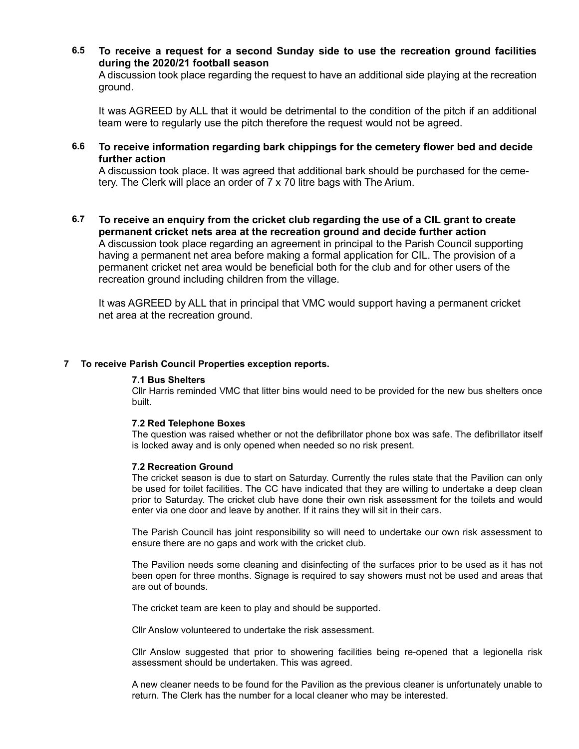**6.5 To receive a request for a second Sunday side to use the recreation ground facilities during the 2020/21 football season**

A discussion took place regarding the request to have an additional side playing at the recreation ground.

It was AGREED by ALL that it would be detrimental to the condition of the pitch if an additional team were to regularly use the pitch therefore the request would not be agreed.

**6.6 To receive information regarding bark chippings for the cemetery flower bed and decide further action**

A discussion took place. It was agreed that additional bark should be purchased for the cemetery. The Clerk will place an order of 7 x 70 litre bags with The Arium.

**6.7 To receive an enquiry from the cricket club regarding the use of a CIL grant to create permanent cricket nets area at the recreation ground and decide further action**

A discussion took place regarding an agreement in principal to the Parish Council supporting having a permanent net area before making a formal application for CIL. The provision of a permanent cricket net area would be beneficial both for the club and for other users of the recreation ground including children from the village.

It was AGREED by ALL that in principal that VMC would support having a permanent cricket net area at the recreation ground.

**7 To receive Parish Council Properties exception reports.**

**7.1 Bus Shelters**

Cllr Harris reminded VMC that litter bins would need to be provided for the new bus shelters once built.

**7.2 Red Telephone Boxes**

The question was raised whether or not the defibrillator phone box was safe. The defibrillator itself is locked away and is only opened when needed so no risk present.

**7.2 Recreation Ground**

The cricket season is due to start on Saturday. Currently the rules state that the Pavilion can only be used for toilet facilities. The CC have indicated that they are willing to undertake a deep clean prior to Saturday. The cricket club have done their own risk assessment for the toilets and would enter via one door and leave by another. If it rains they will sit in their cars.

The Parish Council has joint responsibility so will need to undertake our own risk assessment to ensure there are no gaps and work with the cricket club.

The Pavilion needs some cleaning and disinfecting of the surfaces prior to be used as it has not been open for three months. Signage is required to say showers must not be used and areas that are out of bounds.

The cricket team are keen to play and should be supported.

Cllr Anslow volunteered to undertake the risk assessment.

Cllr Anslow suggested that prior to showering facilities being re-opened that a legionella risk assessment should be undertaken. This was agreed.

A new cleaner needs to be found for the Pavilion as the previous cleaner is unfortunately unable to return. The Clerk has the number for a local cleaner who may be interested.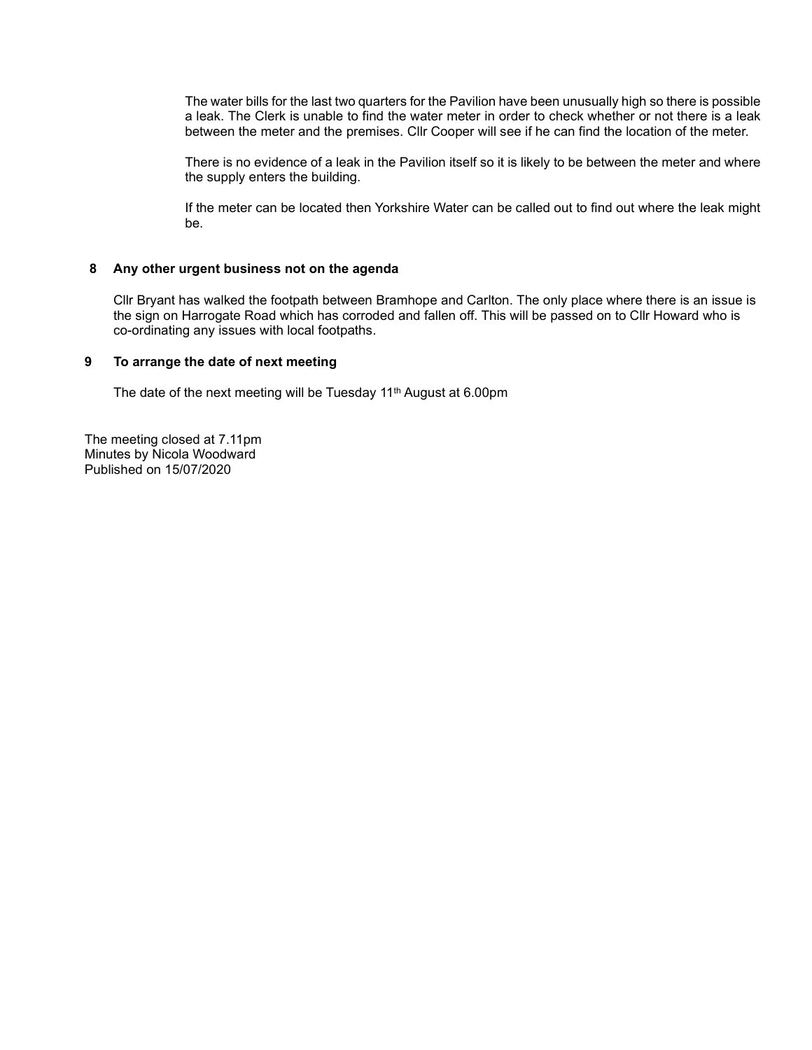The water bills for the last two quarters for the Pavilion have been unusually high so there is possible a leak. The Clerk is unable to find the water meter in order to check whether or not there is a leak between the meter and the premises. Cllr Cooper will see if he can find the location of the meter.

There is no evidence of a leak in the Pavilion itself so it is likely to be between the meter and where the supply enters the building.

If the meter can be located then Yorkshire Water can be called out to find out where the leak might be.

### 8 Any other urgent business not on the agenda

Cllr Bryant has walked the footpath between Bramhope and Carlton. The only place where there is an issue is the sign on Harrogate Road which has corroded and fallen off. This will be passed on to Cllr Howard who is co-ordinating any issues with local footpaths.

### 9 To arrange the date of next meeting

The date of the next meeting will be Tuesday 11th August at 6.00pm

The meeting closed at 7.11pm
Minutes by Nicola Woodward
Published on 15/07/2020